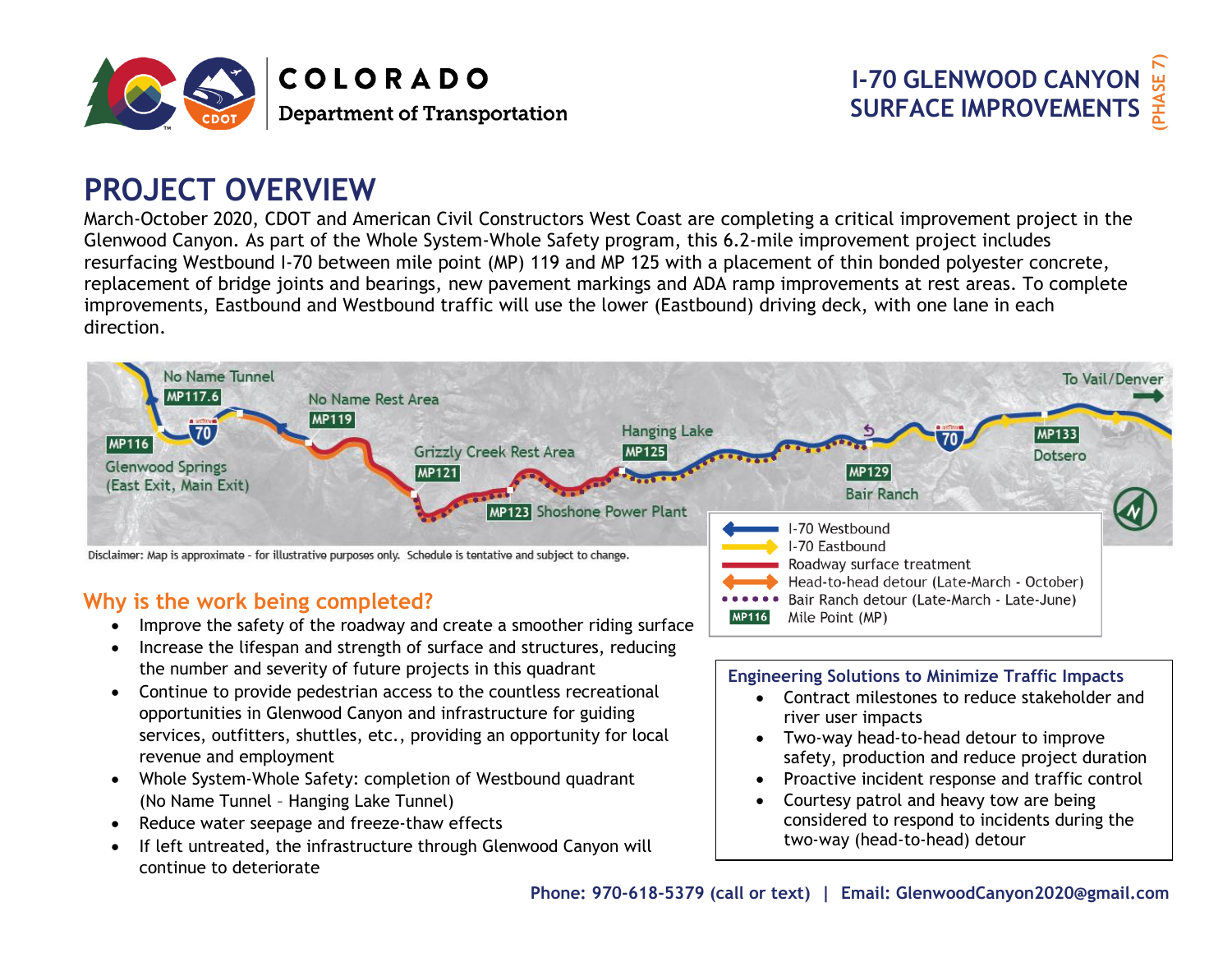COLORADO
Department of Transportation

I-70 GLENWOOD CANYON SURFACE IMPROVEMENTS (PHASE 7)

# PROJECT OVERVIEW

March-October 2020, CDOT and American Civil Constructors West Coast are completing a critical improvement project in the Glenwood Canyon. As part of the Whole System-Whole Safety program, this 6.2-mile improvement project includes resurfacing Westbound I-70 between mile point (MP) 119 and MP 125 with a placement of thin bonded polyester concrete, replacement of bridge joints and bearings, new pavement markings and ADA ramp improvements at rest areas. To complete improvements, Eastbound and Westbound traffic will use the lower (Eastbound) driving deck, with one lane in each direction.

No Name Tunnel MP117.6 | No Name Rest Area MP119 | MP116 Glenwood Springs (East Exit, Main Exit) | Grizzly Creek Rest Area MP121 | MP123 Shoshone Power Plant | Hanging Lake MP125 | MP129 Bair Ranch | MP133 Dotsero | To Vail/Denver

- I-70 Westbound
- I-70 Eastbound
- Roadway surface treatment
- Head-to-head detour (Late-March - October)
- Bair Ranch detour (Late-March - Late-June)
- MP116 Mile Point (MP)

Disclaimer: Map is approximate - for illustrative purposes only. Schedule is tentative and subject to change.

## Why is the work being completed?

- Improve the safety of the roadway and create a smoother riding surface
- Increase the lifespan and strength of surface and structures, reducing the number and severity of future projects in this quadrant
- Continue to provide pedestrian access to the countless recreational opportunities in Glenwood Canyon and infrastructure for guiding services, outfitters, shuttles, etc., providing an opportunity for local revenue and employment
- Whole System-Whole Safety: completion of Westbound quadrant (No Name Tunnel – Hanging Lake Tunnel)
- Reduce water seepage and freeze-thaw effects
- If left untreated, the infrastructure through Glenwood Canyon will continue to deteriorate

### Engineering Solutions to Minimize Traffic Impacts

- Contract milestones to reduce stakeholder and river user impacts
- Two-way head-to-head detour to improve safety, production and reduce project duration
- Proactive incident response and traffic control
- Courtesy patrol and heavy tow are being considered to respond to incidents during the two-way (head-to-head) detour

**Phone: 970-618-5379 (call or text) | Email: GlenwoodCanyon2020@gmail.com**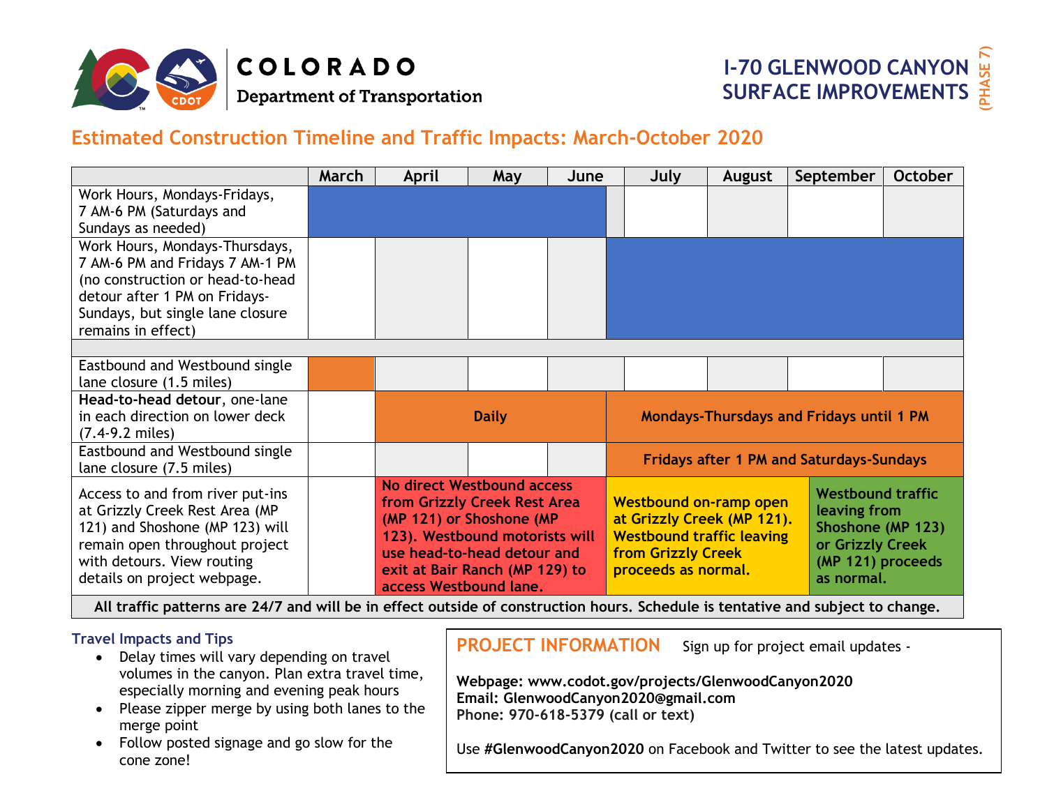COLORADO
Department of Transportation

**I-70 GLENWOOD CANYON SURFACE IMPROVEMENTS (PHASE 7)**

## Estimated Construction Timeline and Traffic Impacts: March-October 2020

| | March | April | May | June | July | August | September | October |
|---|---|---|---|---|---|---|---|---|
| Work Hours, Mondays-Fridays, 7 AM-6 PM (Saturdays and Sundays as needed) | | | | | | | | |
| Work Hours, Mondays-Thursdays, 7 AM-6 PM and Fridays 7 AM-1 PM (no construction or head-to-head detour after 1 PM on Fridays-Sundays, but single lane closure remains in effect) | | | | | | | | |
| | | | | | | | | |
| Eastbound and Westbound single lane closure (1.5 miles) | | | | | | | | |
| **Head-to-head detour**, one-lane in each direction on lower deck (7.4-9.2 miles) | | Daily | | | Mondays-Thursdays and Fridays until 1 PM | | | |
| Eastbound and Westbound single lane closure (7.5 miles) | | | | | Fridays after 1 PM and Saturdays-Sundays | | | |
| Access to and from river put-ins at Grizzly Creek Rest Area (MP 121) and Shoshone (MP 123) will remain open throughout project with detours. View routing details on project webpage. | | No direct Westbound access from Grizzly Creek Rest Area (MP 121) or Shoshone (MP 123). Westbound motorists will use head-to-head detour and exit at Bair Ranch (MP 129) to access Westbound lane. | | | Westbound on-ramp open at Grizzly Creek (MP 121). Westbound traffic leaving from Grizzly Creek proceeds as normal. | | Westbound traffic leaving from Shoshone (MP 123) or Grizzly Creek (MP 121) proceeds as normal. | |

**All traffic patterns are 24/7 and will be in effect outside of construction hours. Schedule is tentative and subject to change.**

### Travel Impacts and Tips

- Delay times will vary depending on travel volumes in the canyon. Plan extra travel time, especially morning and evening peak hours
- Please zipper merge by using both lanes to the merge point
- Follow posted signage and go slow for the cone zone!

### PROJECT INFORMATION

Sign up for project email updates -

**Webpage: www.codot.gov/projects/GlenwoodCanyon2020**
**Email: GlenwoodCanyon2020@gmail.com**
Phone: 970-618-5379 (call or text)

Use **#GlenwoodCanyon2020** on Facebook and Twitter to see the latest updates.